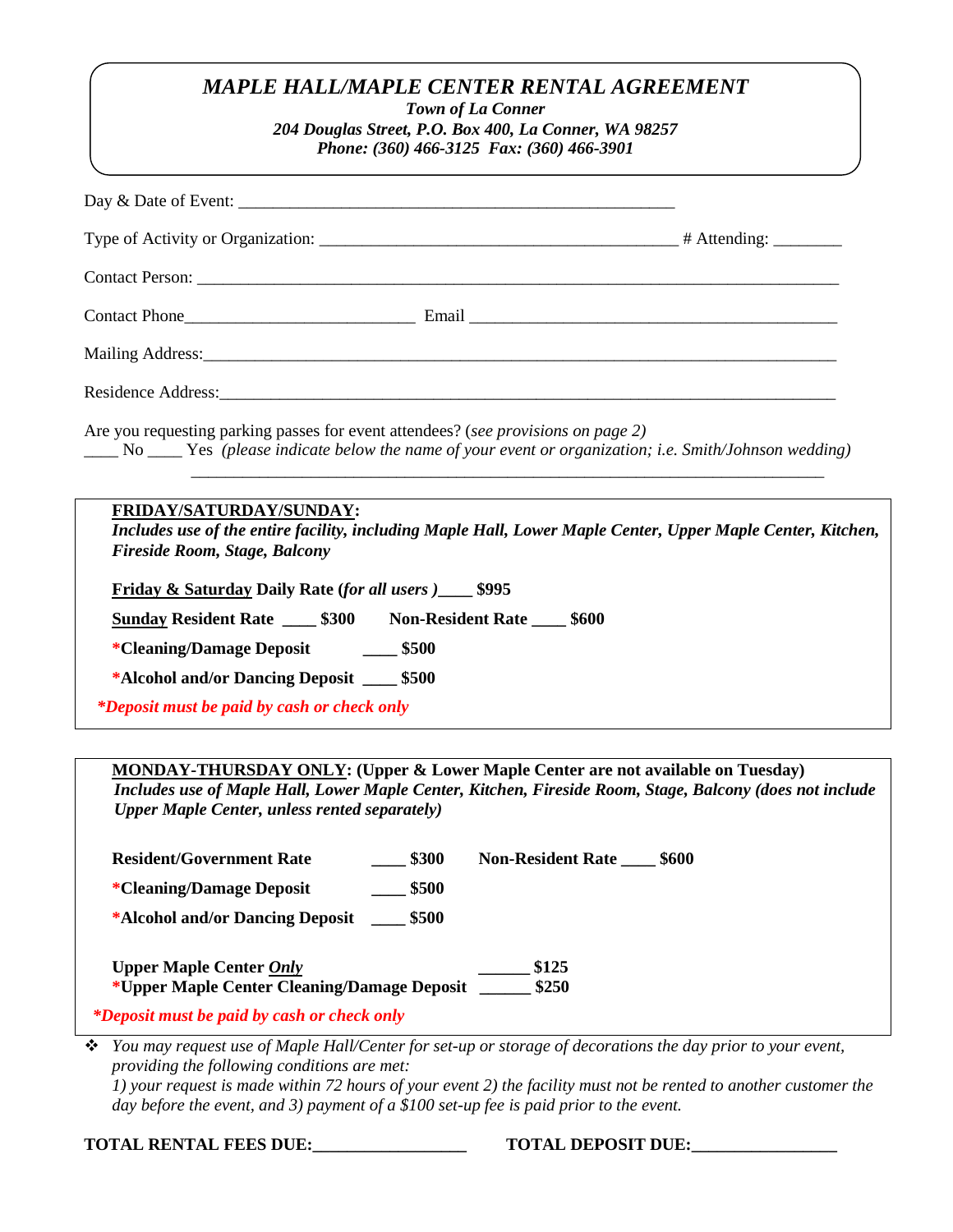# *MAPLE HALL/MAPLE CENTER RENTAL AGREEMENT*

***Town of La Conner***
***204 Douglas Street, P.O. Box 400, La Conner, WA 98257***
***Phone: (360) 466-3125 Fax: (360) 466-3901***

Day & Date of Event: ____________________________________________________

Type of Activity or Organization: __________________________________________ # Attending: ________

Contact Person: ____________________________________________________________________________

Contact Phone__________________________ Email ___________________________________________

Mailing Address:_____________________________________________________________________________

Residence Address:___________________________________________________________________________

Are you requesting parking passes for event attendees? (*see provisions on page 2)*
____ No ____ Yes *(please indicate below the name of your event or organization; i.e. Smith/Johnson wedding)*
___________________________________________________________________________

**FRIDAY/SATURDAY/SUNDAY:**
***Includes use of the entire facility, including Maple Hall, Lower Maple Center, Upper Maple Center, Kitchen, Fireside Room, Stage, Balcony***

**Friday & Saturday Daily Rate (*for all users )*____ $995**

**Sunday Resident Rate ____ $300 Non-Resident Rate ____ $600**

***Cleaning/Damage Deposit ____ $500**

***Alcohol and/or Dancing Deposit ____ $500**

***\*Deposit must be paid by cash or check only***

**MONDAY-THURSDAY ONLY: (Upper & Lower Maple Center are not available on Tuesday)**
***Includes use of Maple Hall, Lower Maple Center, Kitchen, Fireside Room, Stage, Balcony (does not include Upper Maple Center, unless rented separately)***

**Resident/Government Rate ____ $300 Non-Resident Rate ____ $600**

***Cleaning/Damage Deposit ____ $500**

***Alcohol and/or Dancing Deposit ____ $500**

**Upper Maple Center *Only* ______ $125**
***Upper Maple Center Cleaning/Damage Deposit ______ $250**

***\*Deposit must be paid by cash or check only***

- *You may request use of Maple Hall/Center for set-up or storage of decorations the day prior to your event, providing the following conditions are met:*
  *1) your request is made within 72 hours of your event 2) the facility must not be rented to another customer the day before the event, and 3) payment of a $100 set-up fee is paid prior to the event.*

**TOTAL RENTAL FEES DUE:__________________ TOTAL DEPOSIT DUE:_________________**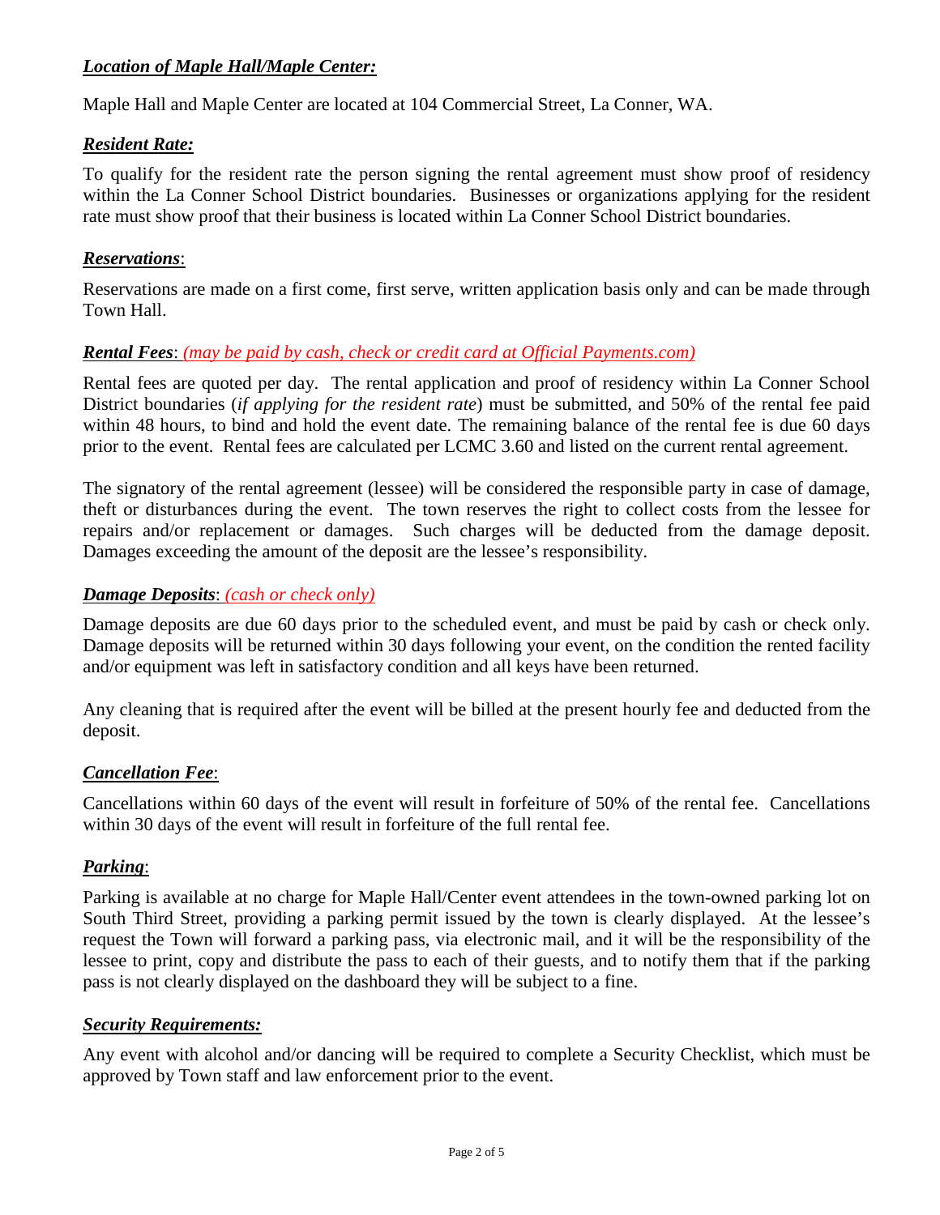### ***Location of Maple Hall/Maple Center:***

Maple Hall and Maple Center are located at 104 Commercial Street, La Conner, WA.

### ***Resident Rate:***

To qualify for the resident rate the person signing the rental agreement must show proof of residency within the La Conner School District boundaries. Businesses or organizations applying for the resident rate must show proof that their business is located within La Conner School District boundaries.

### ***Reservations***:

Reservations are made on a first come, first serve, written application basis only and can be made through Town Hall.

### ***Rental Fees***: *(may be paid by cash, check or credit card at Official Payments.com)*

Rental fees are quoted per day. The rental application and proof of residency within La Conner School District boundaries (*if applying for the resident rate*) must be submitted, and 50% of the rental fee paid within 48 hours, to bind and hold the event date. The remaining balance of the rental fee is due 60 days prior to the event. Rental fees are calculated per LCMC 3.60 and listed on the current rental agreement.

The signatory of the rental agreement (lessee) will be considered the responsible party in case of damage, theft or disturbances during the event. The town reserves the right to collect costs from the lessee for repairs and/or replacement or damages. Such charges will be deducted from the damage deposit. Damages exceeding the amount of the deposit are the lessee's responsibility.

### ***Damage Deposits***: *(cash or check only)*

Damage deposits are due 60 days prior to the scheduled event, and must be paid by cash or check only. Damage deposits will be returned within 30 days following your event, on the condition the rented facility and/or equipment was left in satisfactory condition and all keys have been returned.

Any cleaning that is required after the event will be billed at the present hourly fee and deducted from the deposit.

### ***Cancellation Fee***:

Cancellations within 60 days of the event will result in forfeiture of 50% of the rental fee. Cancellations within 30 days of the event will result in forfeiture of the full rental fee.

### ***Parking***:

Parking is available at no charge for Maple Hall/Center event attendees in the town-owned parking lot on South Third Street, providing a parking permit issued by the town is clearly displayed. At the lessee's request the Town will forward a parking pass, via electronic mail, and it will be the responsibility of the lessee to print, copy and distribute the pass to each of their guests, and to notify them that if the parking pass is not clearly displayed on the dashboard they will be subject to a fine.

### ***Security Requirements:***

Any event with alcohol and/or dancing will be required to complete a Security Checklist, which must be approved by Town staff and law enforcement prior to the event.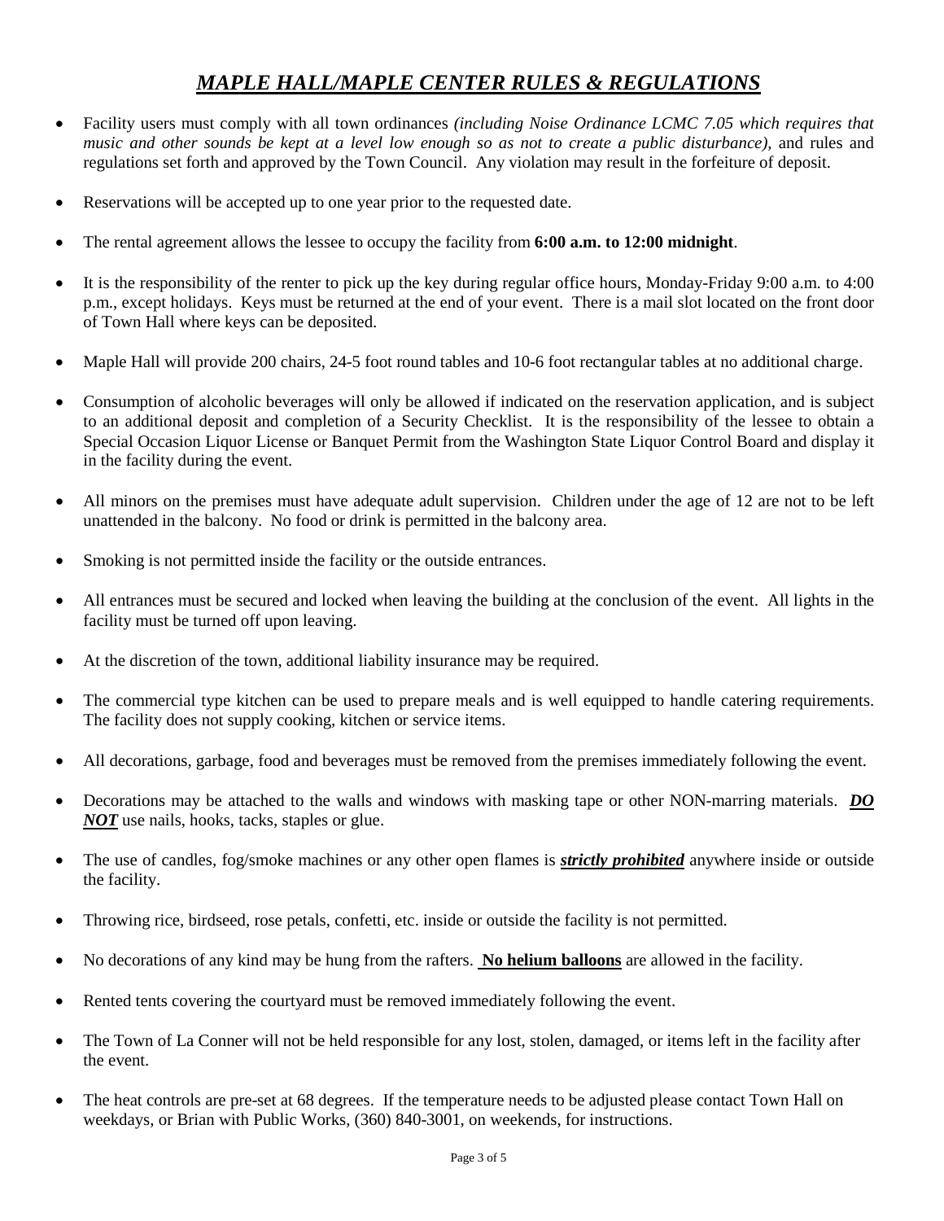# *MAPLE HALL/MAPLE CENTER RULES & REGULATIONS*

- Facility users must comply with all town ordinances *(including Noise Ordinance LCMC 7.05 which requires that music and other sounds be kept at a level low enough so as not to create a public disturbance),* and rules and regulations set forth and approved by the Town Council. Any violation may result in the forfeiture of deposit.
- Reservations will be accepted up to one year prior to the requested date.
- The rental agreement allows the lessee to occupy the facility from **6:00 a.m. to 12:00 midnight**.
- It is the responsibility of the renter to pick up the key during regular office hours, Monday-Friday 9:00 a.m. to 4:00 p.m., except holidays. Keys must be returned at the end of your event. There is a mail slot located on the front door of Town Hall where keys can be deposited.
- Maple Hall will provide 200 chairs, 24-5 foot round tables and 10-6 foot rectangular tables at no additional charge.
- Consumption of alcoholic beverages will only be allowed if indicated on the reservation application, and is subject to an additional deposit and completion of a Security Checklist. It is the responsibility of the lessee to obtain a Special Occasion Liquor License or Banquet Permit from the Washington State Liquor Control Board and display it in the facility during the event.
- All minors on the premises must have adequate adult supervision. Children under the age of 12 are not to be left unattended in the balcony. No food or drink is permitted in the balcony area.
- Smoking is not permitted inside the facility or the outside entrances.
- All entrances must be secured and locked when leaving the building at the conclusion of the event. All lights in the facility must be turned off upon leaving.
- At the discretion of the town, additional liability insurance may be required.
- The commercial type kitchen can be used to prepare meals and is well equipped to handle catering requirements. The facility does not supply cooking, kitchen or service items.
- All decorations, garbage, food and beverages must be removed from the premises immediately following the event.
- Decorations may be attached to the walls and windows with masking tape or other NON-marring materials. ***DO NOT*** use nails, hooks, tacks, staples or glue.
- The use of candles, fog/smoke machines or any other open flames is ***strictly prohibited*** anywhere inside or outside the facility.
- Throwing rice, birdseed, rose petals, confetti, etc. inside or outside the facility is not permitted.
- No decorations of any kind may be hung from the rafters. **No helium balloons** are allowed in the facility.
- Rented tents covering the courtyard must be removed immediately following the event.
- The Town of La Conner will not be held responsible for any lost, stolen, damaged, or items left in the facility after the event.
- The heat controls are pre-set at 68 degrees. If the temperature needs to be adjusted please contact Town Hall on weekdays, or Brian with Public Works, (360) 840-3001, on weekends, for instructions.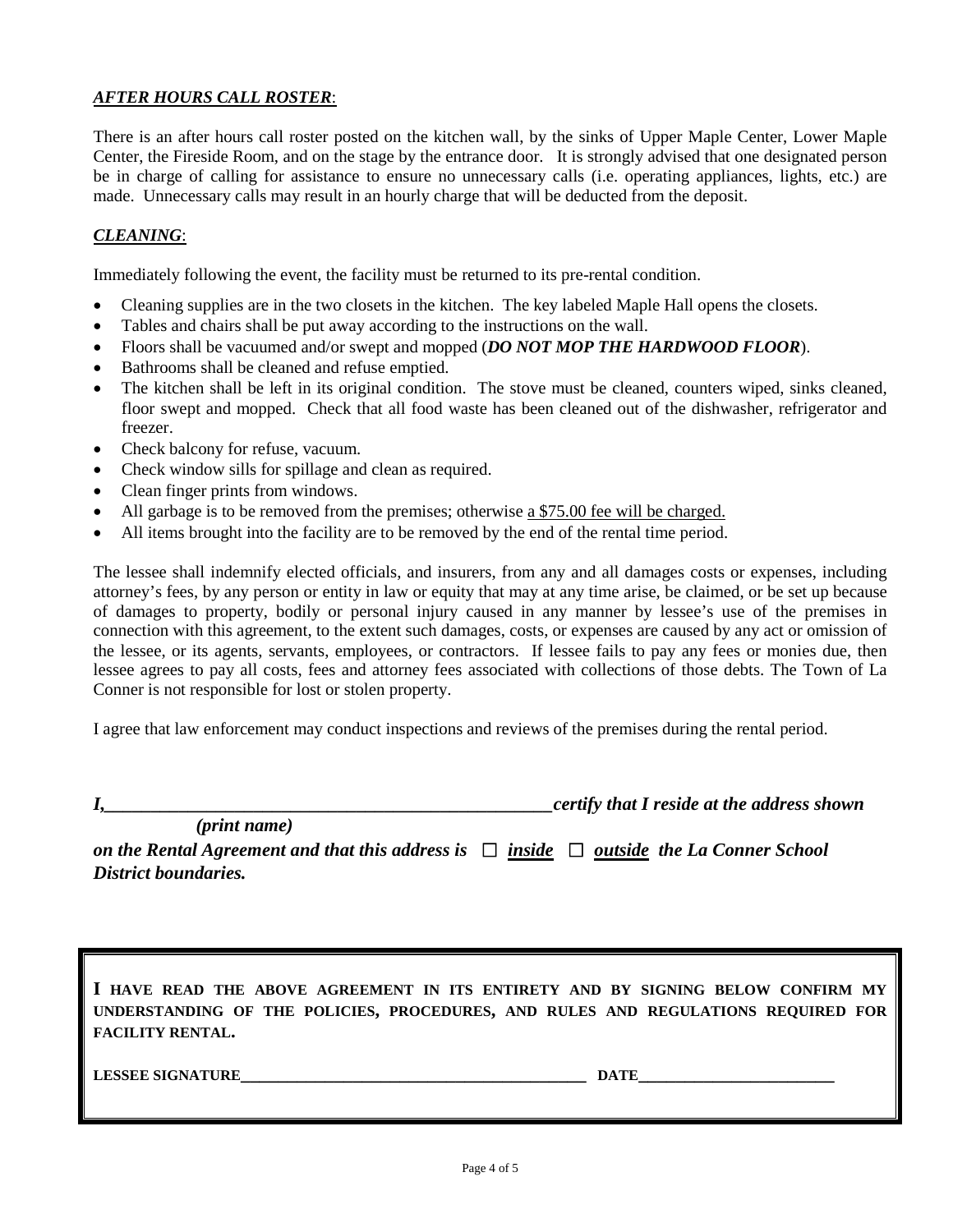***AFTER HOURS CALL ROSTER***:

There is an after hours call roster posted on the kitchen wall, by the sinks of Upper Maple Center, Lower Maple Center, the Fireside Room, and on the stage by the entrance door. It is strongly advised that one designated person be in charge of calling for assistance to ensure no unnecessary calls (i.e. operating appliances, lights, etc.) are made. Unnecessary calls may result in an hourly charge that will be deducted from the deposit.

***CLEANING***:

Immediately following the event, the facility must be returned to its pre-rental condition.

- Cleaning supplies are in the two closets in the kitchen. The key labeled Maple Hall opens the closets.
- Tables and chairs shall be put away according to the instructions on the wall.
- Floors shall be vacuumed and/or swept and mopped (***DO NOT MOP THE HARDWOOD FLOOR***).
- Bathrooms shall be cleaned and refuse emptied.
- The kitchen shall be left in its original condition. The stove must be cleaned, counters wiped, sinks cleaned, floor swept and mopped. Check that all food waste has been cleaned out of the dishwasher, refrigerator and freezer.
- Check balcony for refuse, vacuum.
- Check window sills for spillage and clean as required.
- Clean finger prints from windows.
- All garbage is to be removed from the premises; otherwise a $75.00 fee will be charged.
- All items brought into the facility are to be removed by the end of the rental time period.

The lessee shall indemnify elected officials, and insurers, from any and all damages costs or expenses, including attorney's fees, by any person or entity in law or equity that may at any time arise, be claimed, or be set up because of damages to property, bodily or personal injury caused in any manner by lessee's use of the premises in connection with this agreement, to the extent such damages, costs, or expenses are caused by any act or omission of the lessee, or its agents, servants, employees, or contractors. If lessee fails to pay any fees or monies due, then lessee agrees to pay all costs, fees and attorney fees associated with collections of those debts. The Town of La Conner is not responsible for lost or stolen property.

I agree that law enforcement may conduct inspections and reviews of the premises during the rental period.

***I,\_\_\_\_\_\_\_\_\_\_\_\_\_\_\_\_\_\_\_\_\_\_\_\_\_\_\_\_\_\_\_\_\_\_\_\_\_\_\_\_\_\_\_\_\_\_\_\_certify that I reside at the address shown***
***(print name)***
***on the Rental Agreement and that this address is ☐ inside ☐ outside the La Conner School District boundaries.***

**I HAVE READ THE ABOVE AGREEMENT IN ITS ENTIRETY AND BY SIGNING BELOW CONFIRM MY UNDERSTANDING OF THE POLICIES, PROCEDURES, AND RULES AND REGULATIONS REQUIRED FOR FACILITY RENTAL.**

**LESSEE SIGNATURE\_\_\_\_\_\_\_\_\_\_\_\_\_\_\_\_\_\_\_\_\_\_\_\_\_\_\_\_\_\_\_\_\_\_\_\_\_\_\_\_\_\_\_\_ DATE\_\_\_\_\_\_\_\_\_\_\_\_\_\_\_\_\_\_\_\_\_\_\_\_\_\_**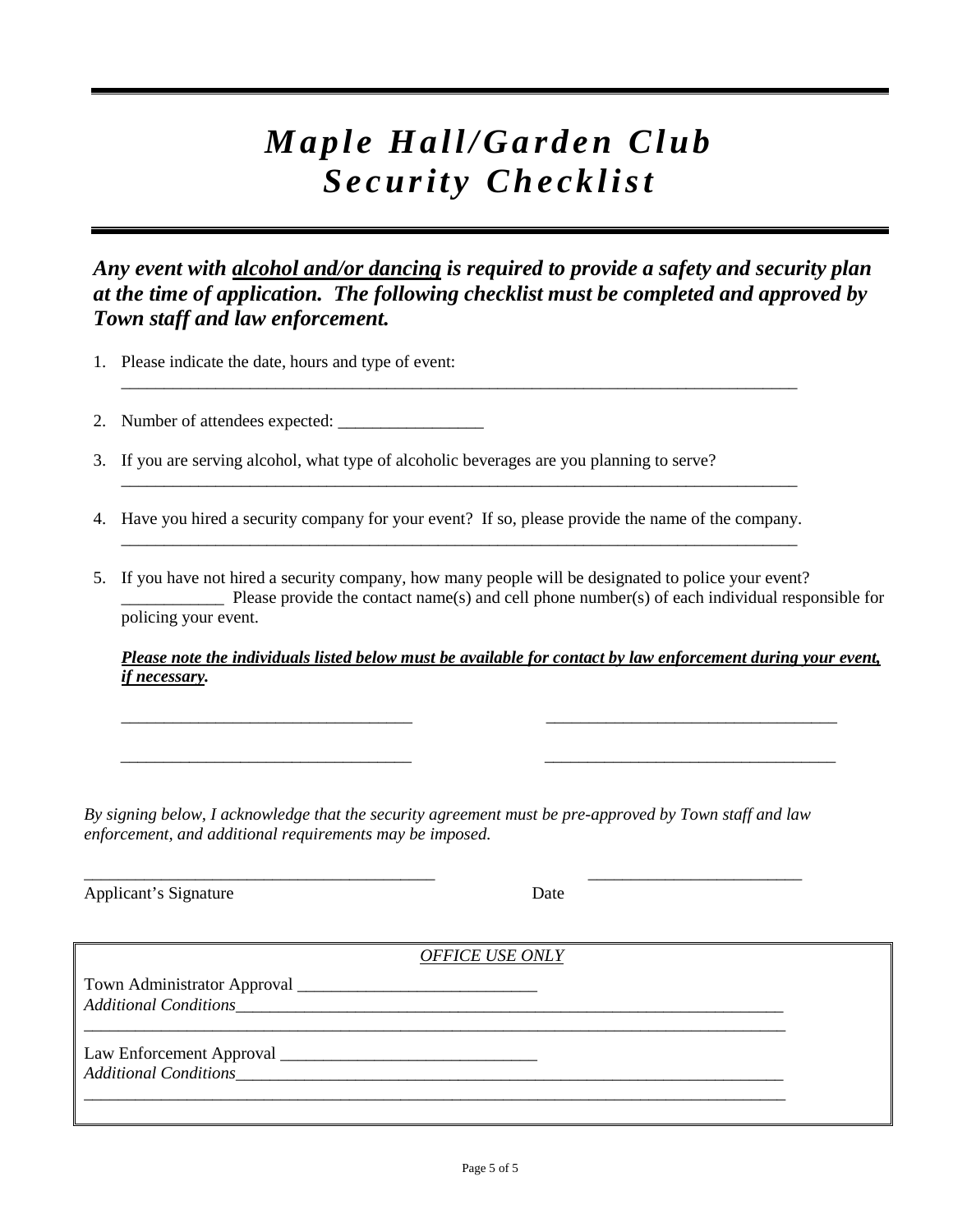# *Maple Hall/Garden Club Security Checklist*

***Any event with alcohol and/or dancing is required to provide a safety and security plan at the time of application. The following checklist must be completed and approved by Town staff and law enforcement.***

1. Please indicate the date, hours and type of event:
   ___________________________________________________________________________

2. Number of attendees expected: _________________

3. If you are serving alcohol, what type of alcoholic beverages are you planning to serve?
   ___________________________________________________________________________

4. Have you hired a security company for your event? If so, please provide the name of the company.
   ___________________________________________________________________________

5. If you have not hired a security company, how many people will be designated to police your event? ____________ Please provide the contact name(s) and cell phone number(s) of each individual responsible for policing your event.

   ***Please note the individuals listed below must be available for contact by law enforcement during your event, if necessary.***

   __________________________________ __________________________________

   __________________________________ __________________________________

*By signing below, I acknowledge that the security agreement must be pre-approved by Town staff and law enforcement, and additional requirements may be imposed.*

_________________________________________ _________________________
Applicant's Signature Date

*OFFICE USE ONLY*

Town Administrator Approval ____________________________
*Additional Conditions*_______________________________________________________________
_____________________________________________________________________________

Law Enforcement Approval ______________________________
*Additional Conditions*_______________________________________________________________
_____________________________________________________________________________